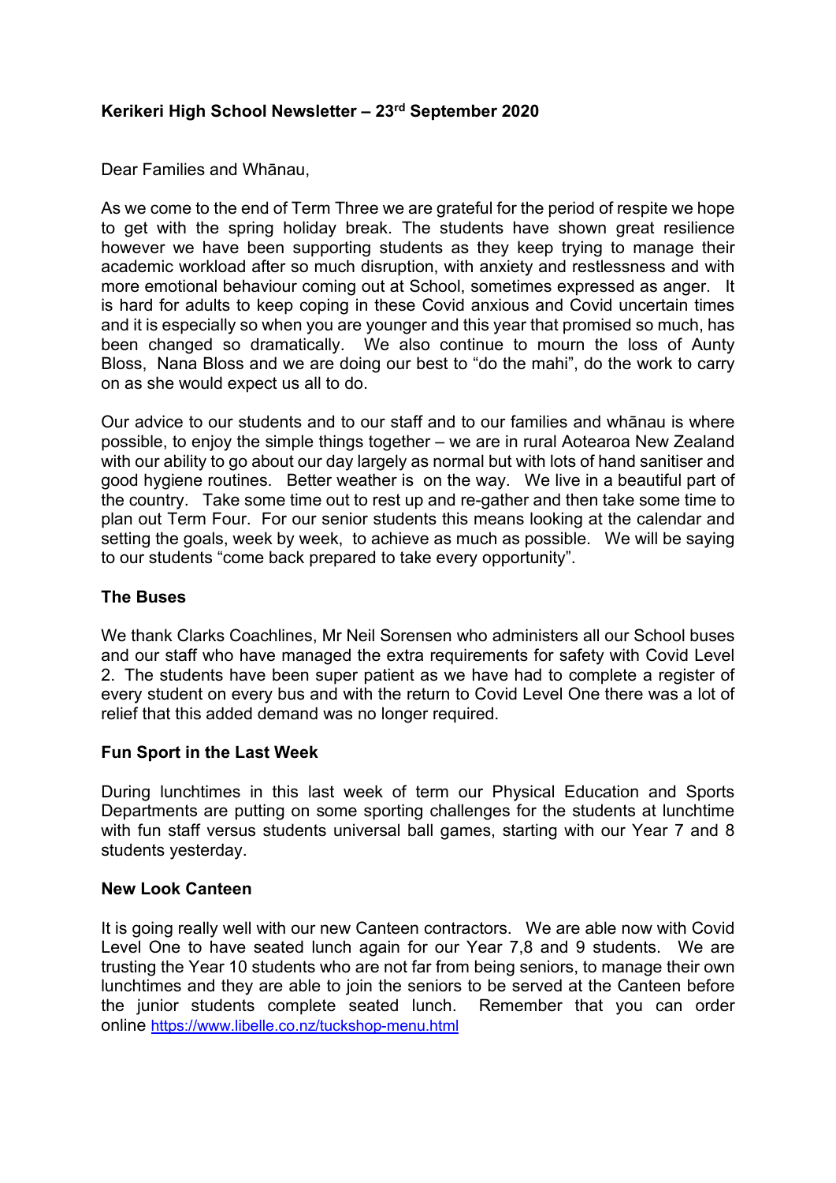**Kerikeri High School Newsletter – 23rd September 2020**

Dear Families and Whānau,

As we come to the end of Term Three we are grateful for the period of respite we hope to get with the spring holiday break. The students have shown great resilience however we have been supporting students as they keep trying to manage their academic workload after so much disruption, with anxiety and restlessness and with more emotional behaviour coming out at School, sometimes expressed as anger. It is hard for adults to keep coping in these Covid anxious and Covid uncertain times and it is especially so when you are younger and this year that promised so much, has been changed so dramatically. We also continue to mourn the loss of Aunty Bloss, Nana Bloss and we are doing our best to "do the mahi", do the work to carry on as she would expect us all to do.

Our advice to our students and to our staff and to our families and whānau is where possible, to enjoy the simple things together – we are in rural Aotearoa New Zealand with our ability to go about our day largely as normal but with lots of hand sanitiser and good hygiene routines. Better weather is on the way. We live in a beautiful part of the country. Take some time out to rest up and re-gather and then take some time to plan out Term Four. For our senior students this means looking at the calendar and setting the goals, week by week, to achieve as much as possible. We will be saying to our students "come back prepared to take every opportunity".

**The Buses**

We thank Clarks Coachlines, Mr Neil Sorensen who administers all our School buses and our staff who have managed the extra requirements for safety with Covid Level 2. The students have been super patient as we have had to complete a register of every student on every bus and with the return to Covid Level One there was a lot of relief that this added demand was no longer required.

**Fun Sport in the Last Week**

During lunchtimes in this last week of term our Physical Education and Sports Departments are putting on some sporting challenges for the students at lunchtime with fun staff versus students universal ball games, starting with our Year 7 and 8 students yesterday.

**New Look Canteen**

It is going really well with our new Canteen contractors. We are able now with Covid Level One to have seated lunch again for our Year 7,8 and 9 students. We are trusting the Year 10 students who are not far from being seniors, to manage their own lunchtimes and they are able to join the seniors to be served at the Canteen before the junior students complete seated lunch. Remember that you can order online https://www.libelle.co.nz/tuckshop-menu.html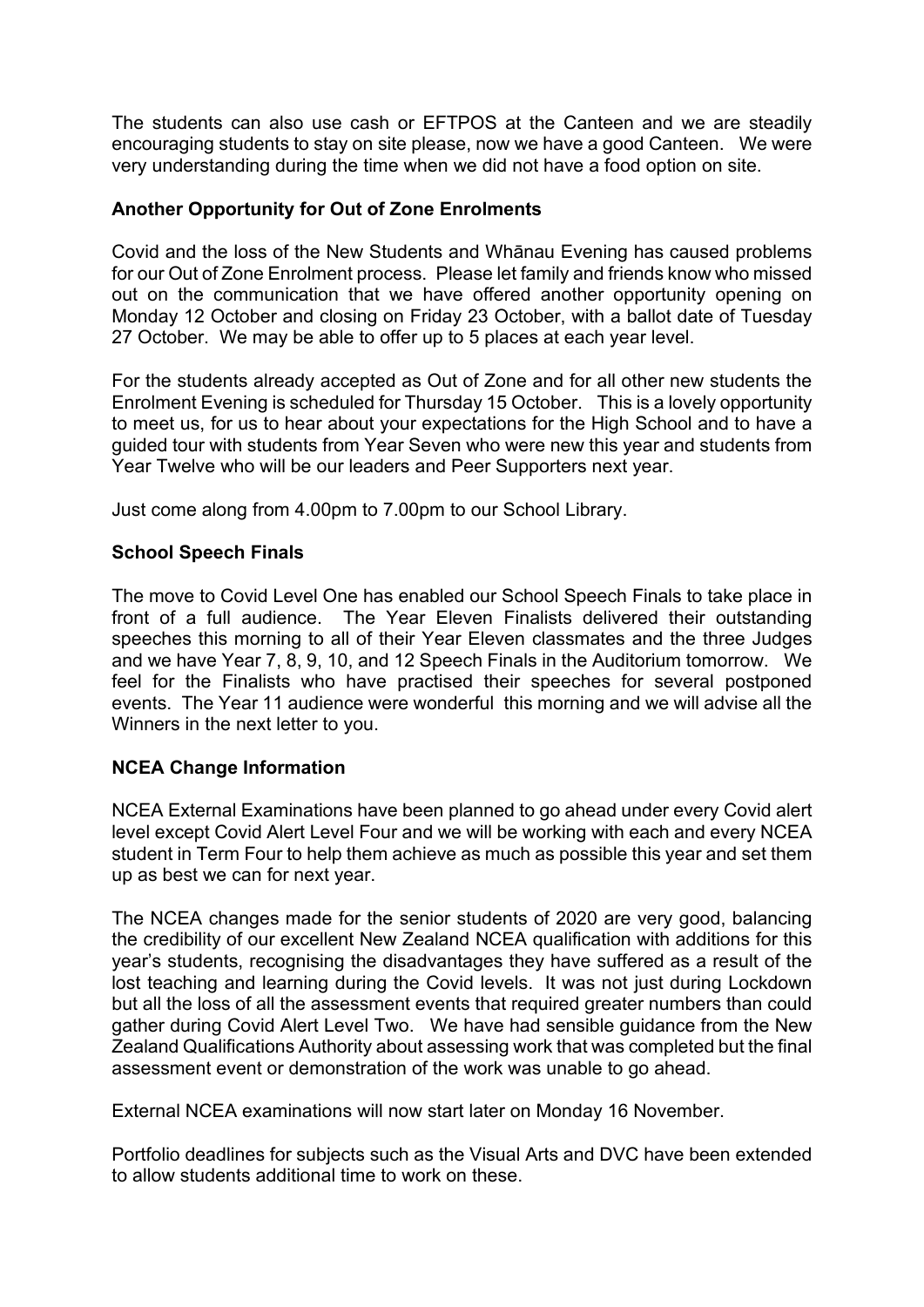The students can also use cash or EFTPOS at the Canteen and we are steadily encouraging students to stay on site please, now we have a good Canteen. We were very understanding during the time when we did not have a food option on site.

**Another Opportunity for Out of Zone Enrolments**

Covid and the loss of the New Students and Whānau Evening has caused problems for our Out of Zone Enrolment process. Please let family and friends know who missed out on the communication that we have offered another opportunity opening on Monday 12 October and closing on Friday 23 October, with a ballot date of Tuesday 27 October. We may be able to offer up to 5 places at each year level.

For the students already accepted as Out of Zone and for all other new students the Enrolment Evening is scheduled for Thursday 15 October. This is a lovely opportunity to meet us, for us to hear about your expectations for the High School and to have a guided tour with students from Year Seven who were new this year and students from Year Twelve who will be our leaders and Peer Supporters next year.

Just come along from 4.00pm to 7.00pm to our School Library.

**School Speech Finals**

The move to Covid Level One has enabled our School Speech Finals to take place in front of a full audience. The Year Eleven Finalists delivered their outstanding speeches this morning to all of their Year Eleven classmates and the three Judges and we have Year 7, 8, 9, 10, and 12 Speech Finals in the Auditorium tomorrow. We feel for the Finalists who have practised their speeches for several postponed events. The Year 11 audience were wonderful this morning and we will advise all the Winners in the next letter to you.

**NCEA Change Information**

NCEA External Examinations have been planned to go ahead under every Covid alert level except Covid Alert Level Four and we will be working with each and every NCEA student in Term Four to help them achieve as much as possible this year and set them up as best we can for next year.

The NCEA changes made for the senior students of 2020 are very good, balancing the credibility of our excellent New Zealand NCEA qualification with additions for this year's students, recognising the disadvantages they have suffered as a result of the lost teaching and learning during the Covid levels. It was not just during Lockdown but all the loss of all the assessment events that required greater numbers than could gather during Covid Alert Level Two. We have had sensible guidance from the New Zealand Qualifications Authority about assessing work that was completed but the final assessment event or demonstration of the work was unable to go ahead.

External NCEA examinations will now start later on Monday 16 November.

Portfolio deadlines for subjects such as the Visual Arts and DVC have been extended to allow students additional time to work on these.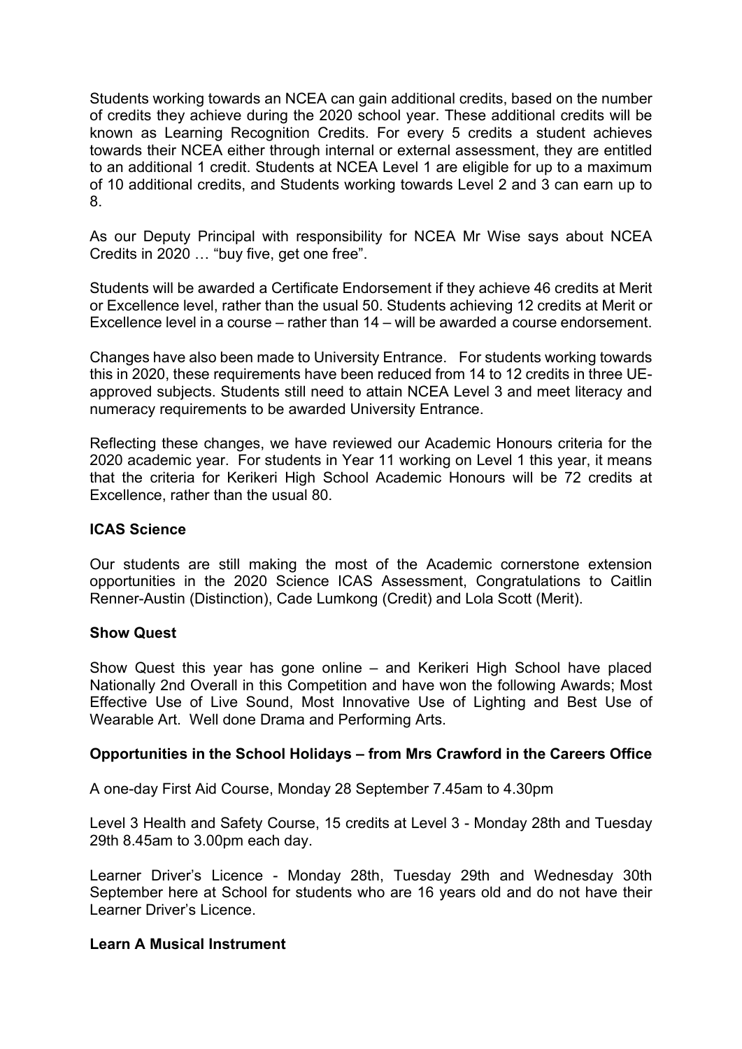Students working towards an NCEA can gain additional credits, based on the number of credits they achieve during the 2020 school year. These additional credits will be known as Learning Recognition Credits. For every 5 credits a student achieves towards their NCEA either through internal or external assessment, they are entitled to an additional 1 credit. Students at NCEA Level 1 are eligible for up to a maximum of 10 additional credits, and Students working towards Level 2 and 3 can earn up to 8.

As our Deputy Principal with responsibility for NCEA Mr Wise says about NCEA Credits in 2020 … "buy five, get one free".

Students will be awarded a Certificate Endorsement if they achieve 46 credits at Merit or Excellence level, rather than the usual 50. Students achieving 12 credits at Merit or Excellence level in a course – rather than 14 – will be awarded a course endorsement.

Changes have also been made to University Entrance. For students working towards this in 2020, these requirements have been reduced from 14 to 12 credits in three UE-approved subjects. Students still need to attain NCEA Level 3 and meet literacy and numeracy requirements to be awarded University Entrance.

Reflecting these changes, we have reviewed our Academic Honours criteria for the 2020 academic year. For students in Year 11 working on Level 1 this year, it means that the criteria for Kerikeri High School Academic Honours will be 72 credits at Excellence, rather than the usual 80.

**ICAS Science**

Our students are still making the most of the Academic cornerstone extension opportunities in the 2020 Science ICAS Assessment, Congratulations to Caitlin Renner-Austin (Distinction), Cade Lumkong (Credit) and Lola Scott (Merit).

**Show Quest**

Show Quest this year has gone online – and Kerikeri High School have placed Nationally 2nd Overall in this Competition and have won the following Awards; Most Effective Use of Live Sound, Most Innovative Use of Lighting and Best Use of Wearable Art. Well done Drama and Performing Arts.

**Opportunities in the School Holidays – from Mrs Crawford in the Careers Office**

A one-day First Aid Course, Monday 28 September 7.45am to 4.30pm

Level 3 Health and Safety Course, 15 credits at Level 3 - Monday 28th and Tuesday 29th 8.45am to 3.00pm each day.

Learner Driver's Licence - Monday 28th, Tuesday 29th and Wednesday 30th September here at School for students who are 16 years old and do not have their Learner Driver's Licence.

**Learn A Musical Instrument**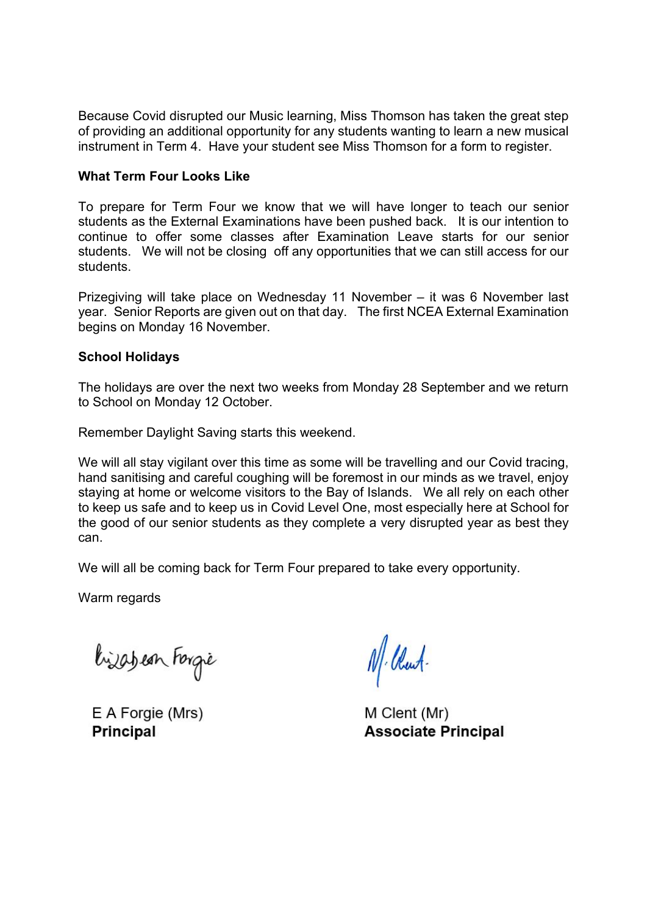Because Covid disrupted our Music learning, Miss Thomson has taken the great step of providing an additional opportunity for any students wanting to learn a new musical instrument in Term 4. Have your student see Miss Thomson for a form to register.

**What Term Four Looks Like**

To prepare for Term Four we know that we will have longer to teach our senior students as the External Examinations have been pushed back. It is our intention to continue to offer some classes after Examination Leave starts for our senior students. We will not be closing off any opportunities that we can still access for our students.

Prizegiving will take place on Wednesday 11 November – it was 6 November last year. Senior Reports are given out on that day. The first NCEA External Examination begins on Monday 16 November.

**School Holidays**

The holidays are over the next two weeks from Monday 28 September and we return to School on Monday 12 October.

Remember Daylight Saving starts this weekend.

We will all stay vigilant over this time as some will be travelling and our Covid tracing, hand sanitising and careful coughing will be foremost in our minds as we travel, enjoy staying at home or welcome visitors to the Bay of Islands. We all rely on each other to keep us safe and to keep us in Covid Level One, most especially here at School for the good of our senior students as they complete a very disrupted year as best they can.

We will all be coming back for Term Four prepared to take every opportunity.

Warm regards

Elizabeth Forgie

E A Forgie (Mrs)
**Principal**

M Clent

M Clent (Mr)
**Associate Principal**